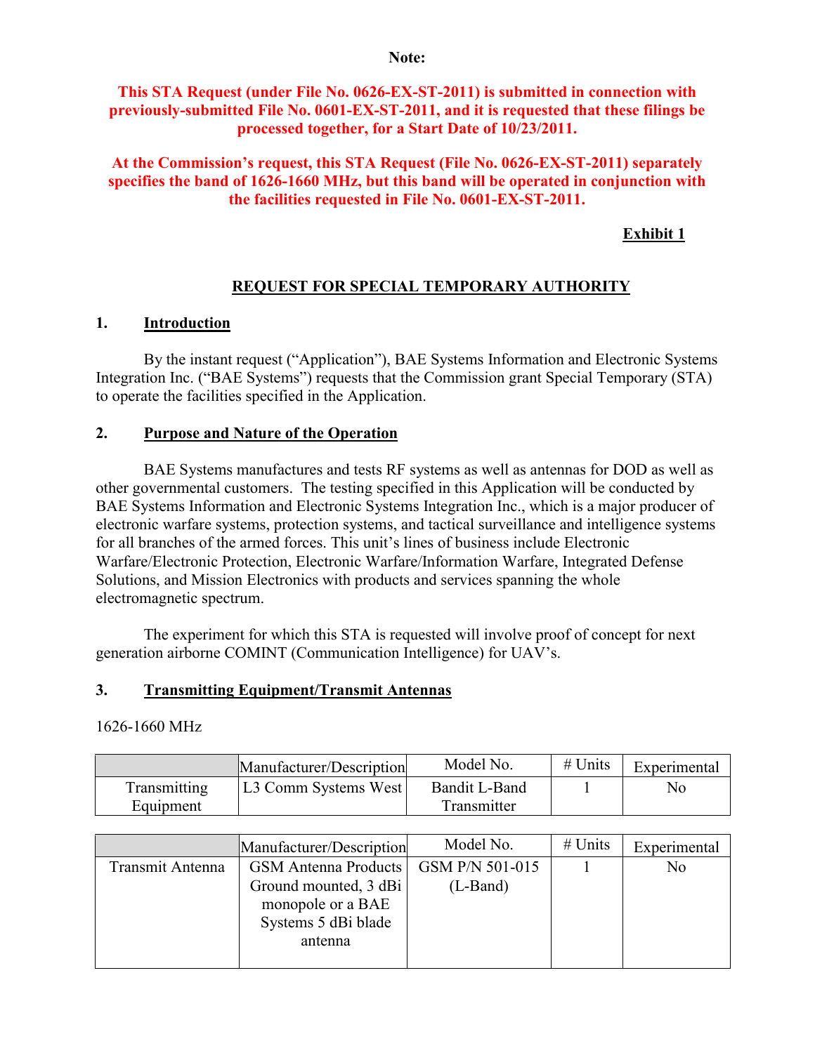**Note:**

**This STA Request (under File No. 0626-EX-ST-2011) is submitted in connection with previously-submitted File No. 0601-EX-ST-2011, and it is requested that these filings be processed together, for a Start Date of 10/23/2011.**

**At the Commission's request, this STA Request (File No. 0626-EX-ST-2011) separately specifies the band of 1626-1660 MHz, but this band will be operated in conjunction with the facilities requested in File No. 0601-EX-ST-2011.**

**Exhibit 1**

# REQUEST FOR SPECIAL TEMPORARY AUTHORITY

## 1. Introduction

By the instant request ("Application"), BAE Systems Information and Electronic Systems Integration Inc. ("BAE Systems") requests that the Commission grant Special Temporary (STA) to operate the facilities specified in the Application.

## 2. Purpose and Nature of the Operation

BAE Systems manufactures and tests RF systems as well as antennas for DOD as well as other governmental customers. The testing specified in this Application will be conducted by BAE Systems Information and Electronic Systems Integration Inc., which is a major producer of electronic warfare systems, protection systems, and tactical surveillance and intelligence systems for all branches of the armed forces. This unit's lines of business include Electronic Warfare/Electronic Protection, Electronic Warfare/Information Warfare, Integrated Defense Solutions, and Mission Electronics with products and services spanning the whole electromagnetic spectrum.

The experiment for which this STA is requested will involve proof of concept for next generation airborne COMINT (Communication Intelligence) for UAV's.

## 3. Transmitting Equipment/Transmit Antennas

1626-1660 MHz

| | Manufacturer/Description | Model No. | # Units | Experimental |
|---|---|---|---|---|
| Transmitting Equipment | L3 Comm Systems West | Bandit L-Band Transmitter | 1 | No |

| | Manufacturer/Description | Model No. | # Units | Experimental |
|---|---|---|---|---|
| Transmit Antenna | GSM Antenna Products Ground mounted, 3 dBi monopole or a BAE Systems 5 dBi blade antenna | GSM P/N 501-015 (L-Band) | 1 | No |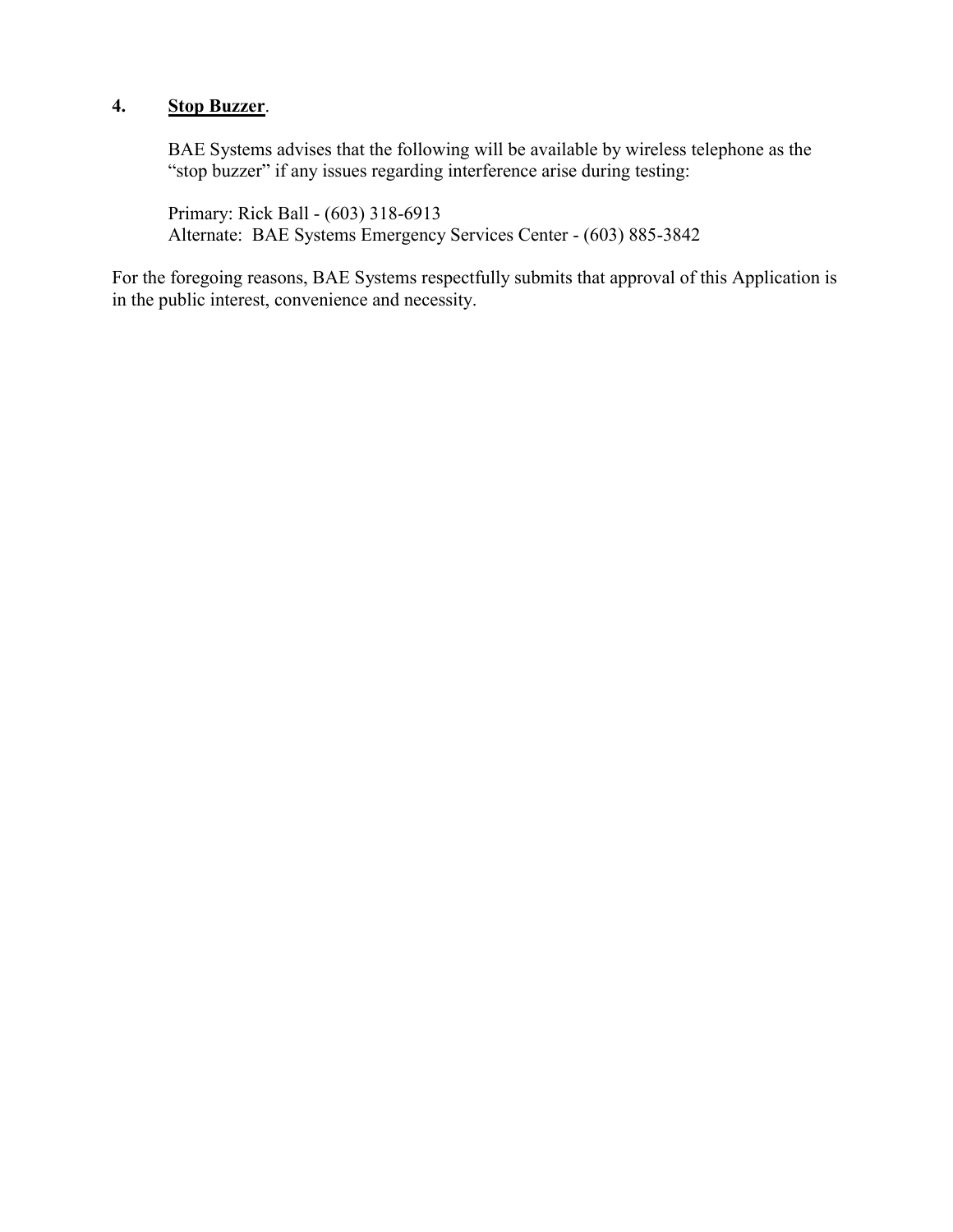**4. Stop Buzzer**.

BAE Systems advises that the following will be available by wireless telephone as the "stop buzzer" if any issues regarding interference arise during testing:

Primary: Rick Ball - (603) 318-6913
Alternate: BAE Systems Emergency Services Center - (603) 885-3842

For the foregoing reasons, BAE Systems respectfully submits that approval of this Application is in the public interest, convenience and necessity.